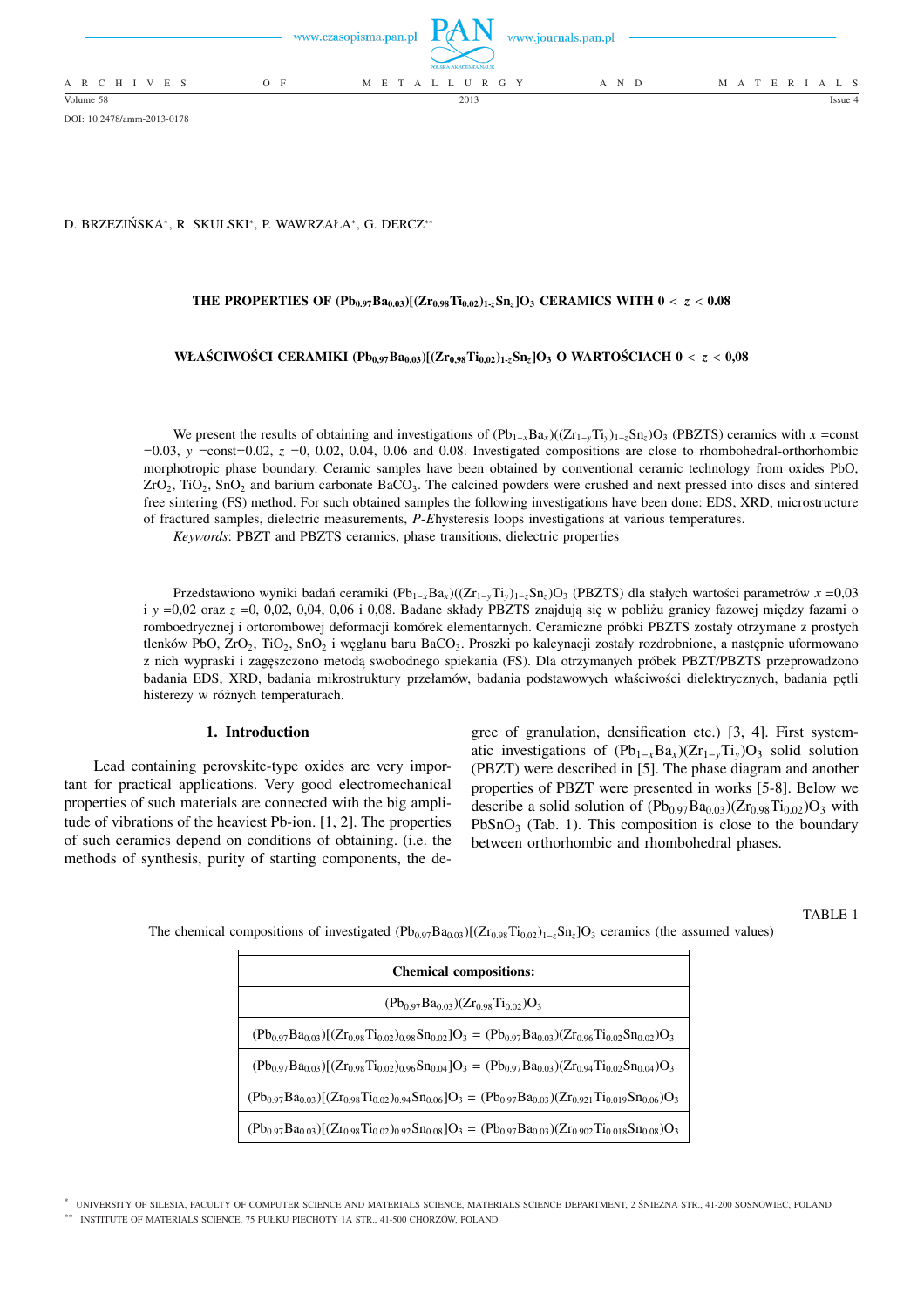DOI: 10.2478/amm-2013-0178

D. BRZEZIŃSKA[*], R. SKULSKI[*], P. WAWRZAŁA[*], G. DERCZ[**]

# THE PROPERTIES OF $(Pb_{0.97}Ba_{0.03})[(Zr_{0.98}Ti_{0.02})_{1-z}Sn_z]O_3$ CERAMICS WITH $0 < z < 0.08$

# WŁAŚCIWOŚCI CERAMIKI $(Pb_{0,97}Ba_{0,03})[(Zr_{0,98}Ti_{0,02})_{1-z}Sn_z]O_3$ O WARTOŚCIACH $0 < z < 0,08$

We present the results of obtaining and investigations of $(Pb_{1-x}Ba_x)((Zr_{1-y}Ti_y)_{1-z}Sn_z)O_3$ (PBZTS) ceramics with $x$ =const =0.03, $y$ =const=0.02, $z$ =0, 0.02, 0.04, 0.06 and 0.08. Investigated compositions are close to rhombohedral-orthorhombic morphotropic phase boundary. Ceramic samples have been obtained by conventional ceramic technology from oxides PbO, $ZrO_2$, $TiO_2$, $SnO_2$ and barium carbonate $BaCO_3$. The calcined powders were crushed and next pressed into discs and sintered free sintering (FS) method. For such obtained samples the following investigations have been done: EDS, XRD, microstructure of fractured samples, dielectric measurements, *P-E* hysteresis loops investigations at various temperatures.

*Keywords*: PBZT and PBZTS ceramics, phase transitions, dielectric properties

Przedstawiono wyniki badań ceramiki $(Pb_{1-x}Ba_x)((Zr_{1-y}Ti_y)_{1-z}Sn_z)O_3$ (PBZTS) dla stałych wartości parametrów $x$ =0,03 i $y$ =0,02 oraz $z$ =0, 0,02, 0,04, 0,06 i 0,08. Badane składy PBZTS znajdują się w pobliżu granicy fazowej między fazami o romboedrycznej i ortorombowej deformacji komórek elementarnych. Ceramiczne próbki PBZTS zostały otrzymane z prostych tlenków PbO, $ZrO_2$, $TiO_2$, $SnO_2$ i węglanu baru $BaCO_3$. Proszki po kalcynacji zostały rozdrobnione, a następnie uformowano z nich wypraski i zagęszczono metodą swobodnego spiekania (FS). Dla otrzymanych próbek PBZT/PBZTS przeprowadzono badania EDS, XRD, badania mikrostruktury przełamów, badania podstawowych właściwości dielektrycznych, badania pętli histerezy w różnych temperaturach.

## 1. Introduction

Lead containing perovskite-type oxides are very important for practical applications. Very good electromechanical properties of such materials are connected with the big amplitude of vibrations of the heaviest Pb-ion. [1, 2]. The properties of such ceramics depend on conditions of obtaining. (i.e. the methods of synthesis, purity of starting components, the degree of granulation, densification etc.) [3, 4]. First systematic investigations of $(Pb_{1-x}Ba_x)(Zr_{1-y}Ti_y)O_3$ solid solution (PBZT) were described in [5]. The phase diagram and another properties of PBZT were presented in works [5-8]. Below we describe a solid solution of $(Pb_{0.97}Ba_{0.03})(Zr_{0.98}Ti_{0.02})O_3$ with $PbSnO_3$ (Tab. 1). This composition is close to the boundary between orthorhombic and rhombohedral phases.

TABLE 1

The chemical compositions of investigated $(Pb_{0.97}Ba_{0.03})[(Zr_{0.98}Ti_{0.02})_{1-z}Sn_z]O_3$ ceramics (the assumed values)

| **Chemical compositions:** |
|---|
| $(Pb_{0.97}Ba_{0.03})(Zr_{0.98}Ti_{0.02})O_3$ |
| $(Pb_{0.97}Ba_{0.03})[(Zr_{0.98}Ti_{0.02})_{0.98}Sn_{0.02}]O_3 = (Pb_{0.97}Ba_{0.03})(Zr_{0.96}Ti_{0.02}Sn_{0.02})O_3$ |
| $(Pb_{0.97}Ba_{0.03})[(Zr_{0.98}Ti_{0.02})_{0.96}Sn_{0.04}]O_3 = (Pb_{0.97}Ba_{0.03})(Zr_{0.94}Ti_{0.02}Sn_{0.04})O_3$ |
| $(Pb_{0.97}Ba_{0.03})[(Zr_{0.98}Ti_{0.02})_{0.94}Sn_{0.06}]O_3 = (Pb_{0.97}Ba_{0.03})(Zr_{0.921}Ti_{0.019}Sn_{0.06})O_3$ |
| $(Pb_{0.97}Ba_{0.03})[(Zr_{0.98}Ti_{0.02})_{0.92}Sn_{0.08}]O_3 = (Pb_{0.97}Ba_{0.03})(Zr_{0.902}Ti_{0.018}Sn_{0.08})O_3$ |

[*] UNIVERSITY OF SILESIA, FACULTY OF COMPUTER SCIENCE AND MATERIALS SCIENCE, MATERIALS SCIENCE DEPARTMENT, 2 ŚNIEŻNA STR., 41-200 SOSNOWIEC, POLAND

[**] INSTITUTE OF MATERIALS SCIENCE, 75 PUŁKU PIECHOTY 1A STR., 41-500 CHORZÓW, POLAND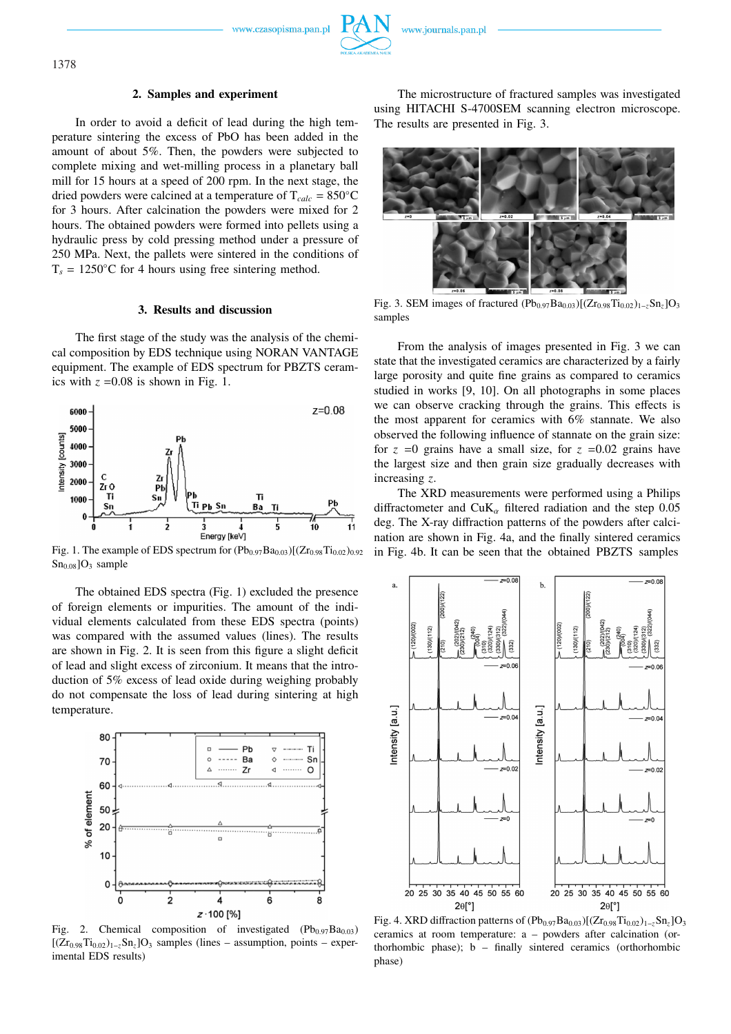## 2. Samples and experiment

In order to avoid a deficit of lead during the high temperature sintering the excess of PbO has been added in the amount of about 5%. Then, the powders were subjected to complete mixing and wet-milling process in a planetary ball mill for 15 hours at a speed of 200 rpm. In the next stage, the dried powders were calcined at a temperature of $T_{calc}$ = 850°C for 3 hours. After calcination the powders were mixed for 2 hours. The obtained powders were formed into pellets using a hydraulic press by cold pressing method under a pressure of 250 MPa. Next, the pallets were sintered in the conditions of $T_s$ = 1250°C for 4 hours using free sintering method.

## 3. Results and discussion

The first stage of the study was the analysis of the chemical composition by EDS technique using NORAN VANTAGE equipment. The example of EDS spectrum for PBZTS ceramics with $z$ =0.08 is shown in Fig. 1.

Fig. 1. The example of EDS spectrum for $(Pb_{0.97}Ba_{0.03})[(Zr_{0.98}Ti_{0.02})_{0.92}Sn_{0.08}]O_3$ sample

The obtained EDS spectra (Fig. 1) excluded the presence of foreign elements or impurities. The amount of the individual elements calculated from these EDS spectra (points) was compared with the assumed values (lines). The results are shown in Fig. 2. It is seen from this figure a slight deficit of lead and slight excess of zirconium. It means that the introduction of 5% excess of lead oxide during weighing probably do not compensate the loss of lead during sintering at high temperature.

Fig. 2. Chemical composition of investigated $(Pb_{0.97}Ba_{0.03})[(Zr_{0.98}Ti_{0.02})_{1-z}Sn_z]O_3$ samples (lines – assumption, points – experimental EDS results)

The microstructure of fractured samples was investigated using HITACHI S-4700SEM scanning electron microscope. The results are presented in Fig. 3.

Fig. 3. SEM images of fractured $(Pb_{0.97}Ba_{0.03})[(Zr_{0.98}Ti_{0.02})_{1-z}Sn_z]O_3$ samples

From the analysis of images presented in Fig. 3 we can state that the investigated ceramics are characterized by a fairly large porosity and quite fine grains as compared to ceramics studied in works [9, 10]. On all photographs in some places we can observe cracking through the grains. This effects is the most apparent for ceramics with 6% stannate. We also observed the following influence of stannate on the grain size: for $z$ =0 grains have a small size, for $z$ =0.02 grains have the largest size and then grain size gradually decreases with increasing $z$.

The XRD measurements were performed using a Philips diffractometer and $CuK_\alpha$ filtered radiation and the step 0.05 deg. The X-ray diffraction patterns of the powders after calcination are shown in Fig. 4a, and the finally sintered ceramics in Fig. 4b. It can be seen that the obtained PBZTS samples

Fig. 4. XRD diffraction patterns of $(Pb_{0.97}Ba_{0.03})[(Zr_{0.98}Ti_{0.02})_{1-z}Sn_z]O_3$ ceramics at room temperature: a – powders after calcination (orthorhombic phase); b – finally sintered ceramics (orthorhombic phase)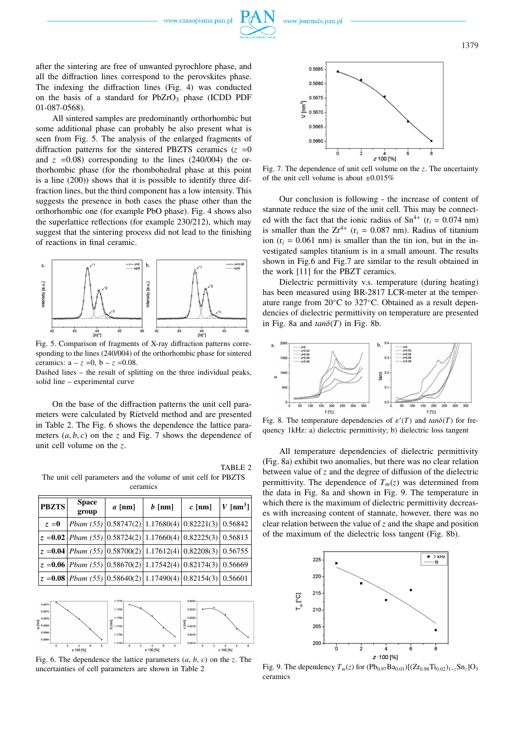after the sintering are free of unwanted pyrochlore phase, and all the diffraction lines correspond to the perovskites phase. The indexing the diffraction lines (Fig. 4) was conducted on the basis of a standard for $PbZrO_3$ phase (ICDD PDF 01-087-0568).

All sintered samples are predominantly orthorhombic but some additional phase can probably be also present what is seen from Fig. 5. The analysis of the enlarged fragments of diffraction patterns for the sintered PBZTS ceramics ($z$ =0 and $z$ =0.08) corresponding to the lines (240/004) the orthorhombic phase (for the rhombohedral phase at this point is a line (200)) shows that it is possible to identify three diffraction lines, but the third component has a low intensity. This suggests the presence in both cases the phase other than the orthorhombic one (for example PbO phase). Fig. 4 shows also the superlattice reflections (for example 230/212), which may suggest that the sintering process did not lead to the finishing of reactions in final ceramic.

Fig. 5. Comparison of fragments of X-ray diffraction patterns corresponding to the lines (240/004) of the orthorhombic phase for sintered ceramics: a – $z$ =0, b – $z$ =0.08.
Dashed lines – the result of splitting on the three individual peaks, solid line – experimental curve

On the base of the diffraction patterns the unit cell parameters were calculated by Rietveld method and are presented in Table 2. The Fig. 6 shows the dependence the lattice parameters $(a, b, c)$ on the $z$ and Fig. 7 shows the dependence of unit cell volume on the $z$.

TABLE 2

The unit cell parameters and the volume of unit cell for PBZTS ceramics

| PBZTS | Space group | $a$ [nm] | $b$ [nm] | $c$ [nm] | $V$ [nm$^3$] |
|---|---|---|---|---|---|
| $z$ =0 | *Pbam* (55) | 0.58747(2) | 1.17680(4) | 0.82221(3) | 0.56842 |
| $z$ =0.02 | *Pbam* (55) | 0.58724(2) | 1.17660(4) | 0.82225(3) | 0.56813 |
| $z$ =0.04 | *Pbam* (55) | 0.58700(2) | 1.17612(4) | 0.82208(3) | 0.56755 |
| $z$ =0.06 | *Pbam* (55) | 0.58670(2) | 1.17542(4) | 0.82174(3) | 0.56669 |
| $z$ =0.08 | *Pbam* (55) | 0.58640(2) | 1.17490(4) | 0.82154(3) | 0.56601 |

Fig. 6. The dependence the lattice parameters ($a$, $b$, $c$) on the $z$. The uncertainties of cell parameters are shown in Table 2

Fig. 7. The dependence of unit cell volume on the $z$. The uncertainty of the unit cell volume is about ±0.015%

Our conclusion is following - the increase of content of stannate reduce the size of the unit cell. This may be connected with the fact that the ionic radius of $Sn^{4+}$ ($r_i$ = 0.074 nm) is smaller than the $Zr^{4+}$ ($r_i$ = 0.087 nm). Radius of titanium ion ($r_i$ = 0.061 nm) is smaller than the tin ion, but in the investigated samples titanium is in a small amount. The results shown in Fig.6 and Fig.7 are similar to the result obtained in the work [11] for the PBZT ceramics.

Dielectric permittivity v.s. temperature (during heating) has been measured using BR-2817 LCR-meter at the temperature range from 20°C to 327°C. Obtained as a result dependencies of dielectric permittivity on temperature are presented in Fig. 8a and $tan\delta(T)$ in Fig. 8b.

Fig. 8. The temperature dependencies of $\varepsilon'(T)$ and $tan\delta(T)$ for frequency 1kHz: a) dielectric permittivity; b) dielectric loss tangent

All temperature dependencies of dielectric permittivity (Fig. 8a) exhibit two anomalies, but there was no clear relation between value of $z$ and the degree of diffusion of the dielectric permittivity. The dependence of $T_m(z)$ was determined from the data in Fig. 8a and shown in Fig. 9. The temperature in which there is the maximum of dielectric permittivity decreases with increasing content of stannate, however, there was no clear relation between the value of $z$ and the shape and position of the maximum of the dielectric loss tangent (Fig. 8b).

Fig. 9. The dependency $T_m(z)$ for $(Pb_{0.97}Ba_{0.03})[(Zr_{0.98}Ti_{0.02})_{1-z}Sn_z]O_3$ ceramics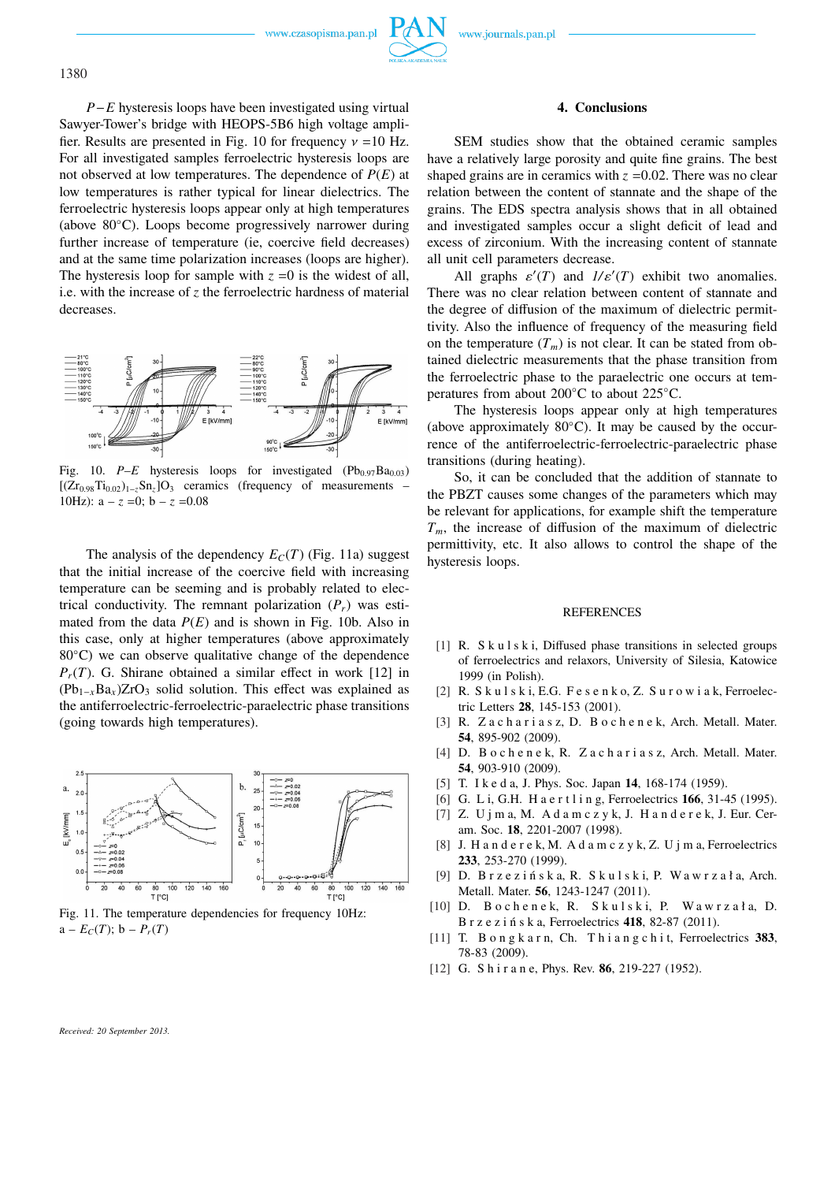$P-E$ hysteresis loops have been investigated using virtual Sawyer-Tower's bridge with HEOPS-5B6 high voltage amplifier. Results are presented in Fig. 10 for frequency $\nu$ =10 Hz. For all investigated samples ferroelectric hysteresis loops are not observed at low temperatures. The dependence of $P(E)$ at low temperatures is rather typical for linear dielectrics. The ferroelectric hysteresis loops appear only at high temperatures (above 80°C). Loops become progressively narrower during further increase of temperature (ie, coercive field decreases) and at the same time polarization increases (loops are higher). The hysteresis loop for sample with $z$ =0 is the widest of all, i.e. with the increase of $z$ the ferroelectric hardness of material decreases.

Fig. 10. $P$–$E$ hysteresis loops for investigated $(Pb_{0.97}Ba_{0.03})[(Zr_{0.98}Ti_{0.02})_{1-z}Sn_z]O_3$ ceramics (frequency of measurements – 10Hz): a – $z$ =0; b – $z$ =0.08

The analysis of the dependency $E_C(T)$ (Fig. 11a) suggest that the initial increase of the coercive field with increasing temperature can be seeming and is probably related to electrical conductivity. The remnant polarization ($P_r$) was estimated from the data $P(E)$ and is shown in Fig. 10b. Also in this case, only at higher temperatures (above approximately 80°C) we can observe qualitative change of the dependence $P_r(T)$. G. Shirane obtained a similar effect in work [12] in $(Pb_{1-x}Ba_x)ZrO_3$ solid solution. This effect was explained as the antiferroelectric-ferroelectric-paraelectric phase transitions (going towards high temperatures).

Fig. 11. The temperature dependencies for frequency 10Hz: a – $E_C(T)$; b – $P_r(T)$

## 4. Conclusions

SEM studies show that the obtained ceramic samples have a relatively large porosity and quite fine grains. The best shaped grains are in ceramics with $z$ =0.02. There was no clear relation between the content of stannate and the shape of the grains. The EDS spectra analysis shows that in all obtained and investigated samples occur a slight deficit of lead and excess of zirconium. With the increasing content of stannate all unit cell parameters decrease.

All graphs $\varepsilon'(T)$ and $1/\varepsilon'(T)$ exhibit two anomalies. There was no clear relation between content of stannate and the degree of diffusion of the maximum of dielectric permittivity. Also the influence of frequency of the measuring field on the temperature ($T_m$) is not clear. It can be stated from obtained dielectric measurements that the phase transition from the ferroelectric phase to the paraelectric one occurs at temperatures from about 200°C to about 225°C.

The hysteresis loops appear only at high temperatures (above approximately 80°C). It may be caused by the occurrence of the antiferroelectric-ferroelectric-paraelectric phase transitions (during heating).

So, it can be concluded that the addition of stannate to the PBZT causes some changes of the parameters which may be relevant for applications, for example shift the temperature $T_m$, the increase of diffusion of the maximum of dielectric permittivity, etc. It also allows to control the shape of the hysteresis loops.

## REFERENCES

[1] R. Skulski, Diffused phase transitions in selected groups of ferroelectrics and relaxors, University of Silesia, Katowice 1999 (in Polish).

[2] R. Skulski, E.G. Fesenko, Z. Surowiak, Ferroelectric Letters **28**, 145-153 (2001).

[3] R. Zachariasz, D. Bochenek, Arch. Metall. Mater. **54**, 895-902 (2009).

[4] D. Bochenek, R. Zachariasz, Arch. Metall. Mater. **54**, 903-910 (2009).

[5] T. Ikeda, J. Phys. Soc. Japan **14**, 168-174 (1959).

[6] G. Li, G.H. Haertling, Ferroelectrics **166**, 31-45 (1995).

[7] Z. Ujma, M. Adamczyk, J. Handerek, J. Eur. Ceram. Soc. **18**, 2201-2007 (1998).

[8] J. Handerek, M. Adamczyk, Z. Ujma, Ferroelectrics **233**, 253-270 (1999).

[9] D. Brzezińska, R. Skulski, P. Wawrzała, Arch. Metall. Mater. **56**, 1243-1247 (2011).

[10] D. Bochenek, R. Skulski, P. Wawrzała, D. Brzezińska, Ferroelectrics **418**, 82-87 (2011).

[11] T. Bongkarn, Ch. Thiangchit, Ferroelectrics **383**, 78-83 (2009).

[12] G. Shirane, Phys. Rev. **86**, 219-227 (1952).

*Received: 20 September 2013.*